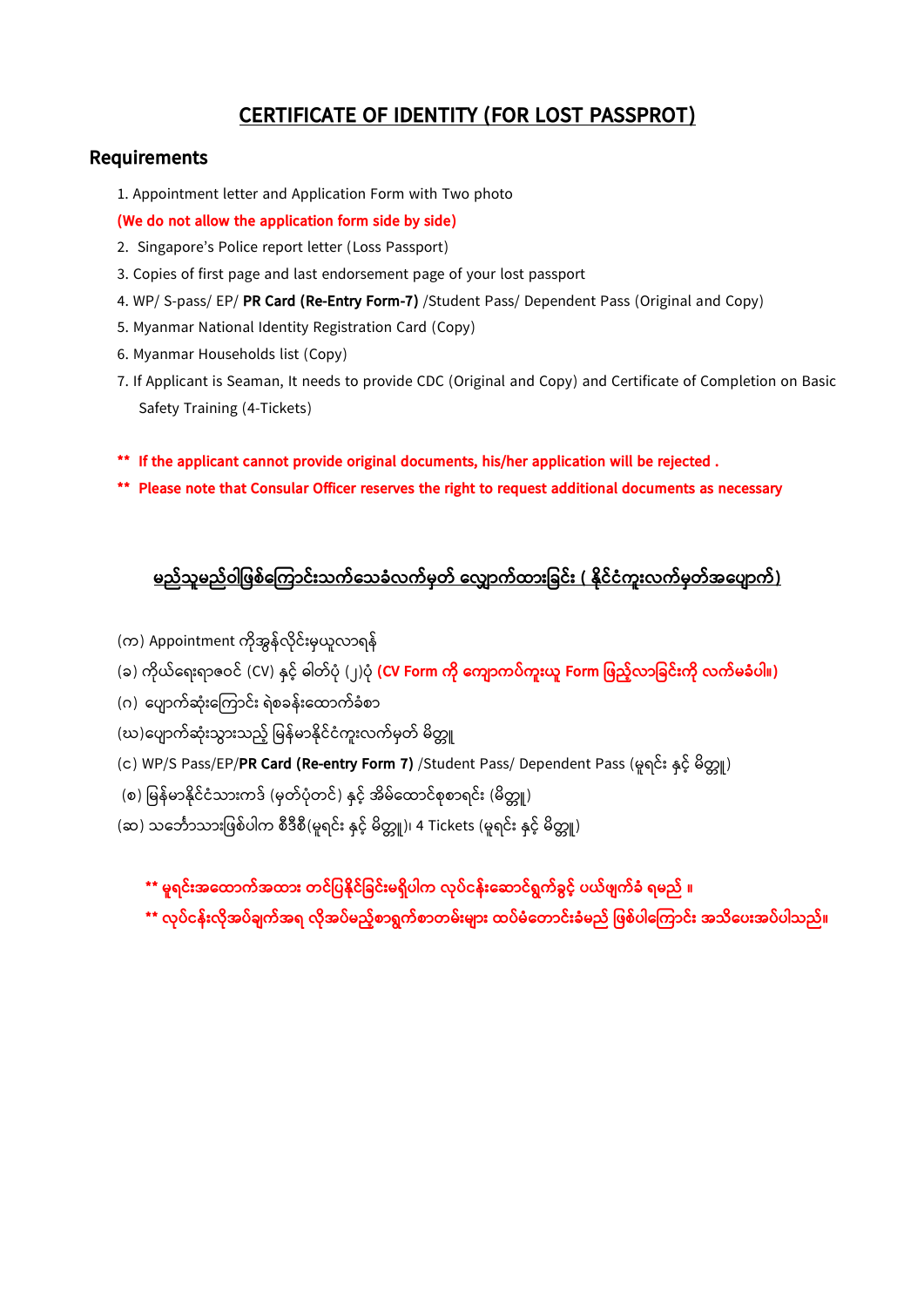# CERTIFICATE OF IDENTITY (FOR LOST PASSPROT)

## Requirements

1. Appointment letter and Application Form with Two photo

**(We do not allow the application form side by side)**

2. Singapore's Police report letter (Loss Passport)
3. Copies of first page and last endorsement page of your lost passport
4. WP/ S-pass/ EP/ **PR Card (Re-Entry Form-7)** /Student Pass/ Dependent Pass (Original and Copy)
5. Myanmar National Identity Registration Card (Copy)
6. Myanmar Households list (Copy)
7. If Applicant is Seaman, It needs to provide CDC (Original and Copy) and Certificate of Completion on Basic Safety Training (4-Tickets)

**\*\* If the applicant cannot provide original documents, his/her application will be rejected .**

**\*\* Please note that Consular Officer reserves the right to request additional documents as necessary**

## မည်သူမည်ဝါဖြစ်ကြောင်းသက်သေခံလက်မှတ် လျှောက်ထားခြင်း ( နိုင်ငံကူးလက်မှတ်အပျောက်)

(က) Appointment ကိုအွန်လိုင်းမှယူလာရန်

(ခ) ကိုယ်ရေးရာဇဝင် (CV) နှင့် ဓါတ်ပုံ (၂)ပုံ **(CV Form ကို ကျောကပ်ကူးယူ Form ဖြည့်လာခြင်းကို လက်မခံပါ။)**

(ဂ) ပျောက်ဆုံးကြောင်း ရဲစခန်းထောက်ခံစာ

(ဃ)ပျောက်ဆုံးသွားသည့် မြန်မာနိုင်ငံကူးလက်မှတ် မိတ္တူ

(င) WP/S Pass/EP/**PR Card (Re-entry Form 7)** /Student Pass/ Dependent Pass (မူရင်း နှင့် မိတ္တူ)

(စ) မြန်မာနိုင်ငံသားကဒ် (မှတ်ပုံတင်) နှင့် အိမ်ထောင်စုစာရင်း (မိတ္တူ)

(ဆ) သင်္ဘောသားဖြစ်ပါက စီဒီစီ(မူရင်း နှင့် မိတ္တူ)၊ 4 Tickets (မူရင်း နှင့် မိတ္တူ)

**\*\* မူရင်းအထောက်အထား တင်ပြနိုင်ခြင်းမရှိပါက လုပ်ငန်းဆောင်ရွက်ခွင့် ပယ်ဖျက်ခံ ရမည် ။**

**\*\* လုပ်ငန်းလိုအပ်ချက်အရ လိုအပ်မည့်စာရွက်စာတမ်းများ ထပ်မံတောင်းခံမည် ဖြစ်ပါကြောင်း အသိပေးအပ်ပါသည်။**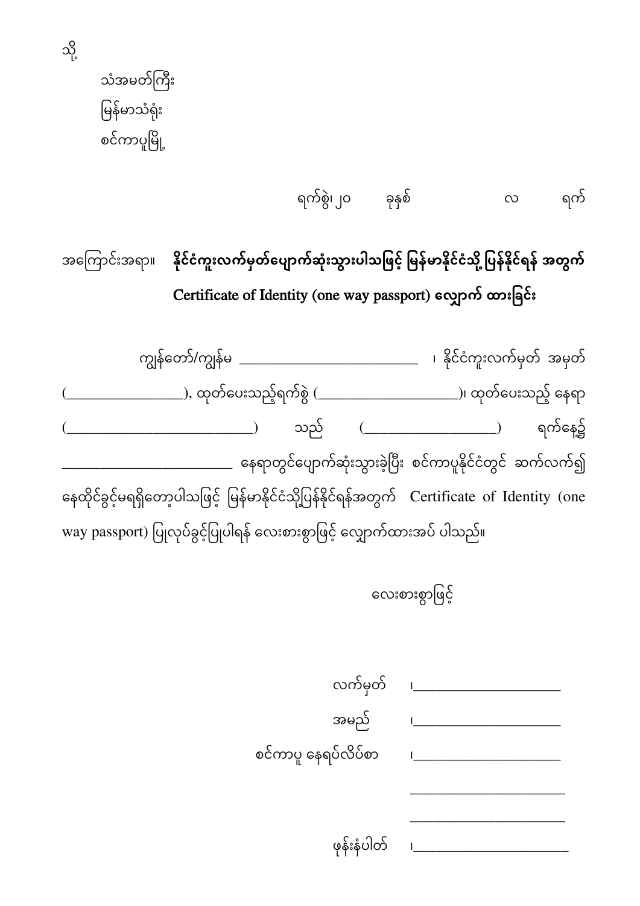သို့

သံအမတ်ကြီး

မြန်မာသံရုံး

စင်ကာပူမြို့

ရက်စွဲ၊ ၂၀ ခုနှစ် လ ရက်

အကြောင်းအရာ။ **နိုင်ငံကူးလက်မှတ်ပျောက်ဆုံးသွားပါသဖြင့် မြန်မာနိုင်ငံသို့ ပြန်နိုင်ရန် အတွက် Certificate of Identity (one way passport) လျှောက် ထားခြင်း**

ကျွန်တော်/ကျွန်မ ________________________ ၊ နိုင်ငံကူးလက်မှတ် အမှတ် (________________), ထုတ်ပေးသည့်ရက်စွဲ (___________________)၊ ထုတ်ပေးသည့် နေရာ (_________________________) သည် (_________________) ရက်နေ့၌ ______________________ နေရာတွင်ပျောက်ဆုံးသွားခဲ့ပြီး စင်ကာပူနိုင်ငံတွင် ဆက်လက်၍ နေထိုင်ခွင့်မရရှိတော့ပါသဖြင့် မြန်မာနိုင်ငံသို့ပြန်နိုင်ရန်အတွက် Certificate of Identity (one way passport) ပြုလုပ်ခွင့်ပြုပါရန် လေးစားစွာဖြင့် လျှောက်ထားအပ် ပါသည်။

လေးစားစွာဖြင့်

လက်မှတ် ၊____________________

အမည် ၊____________________

စင်ကာပူ နေရပ်လိပ်စာ ၊____________________

______________________

______________________

ဖုန်းနံပါတ် ၊____________________